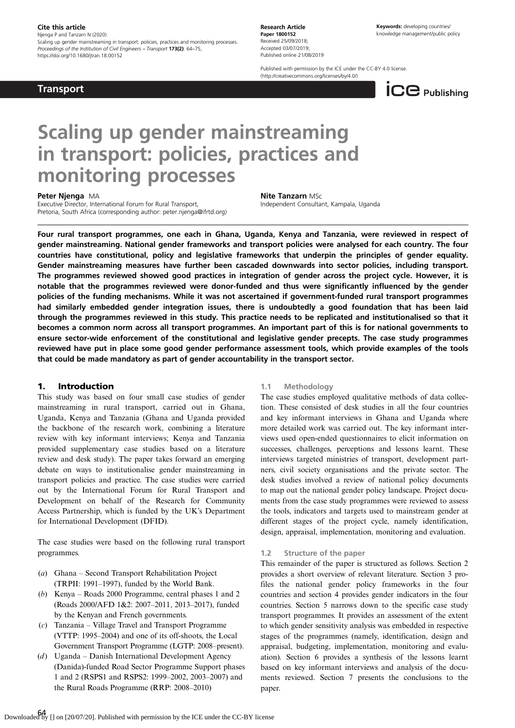**Cite this article**
Njenga P and Tanzarn N (2020)
Scaling up gender mainstreaming in transport: policies, practices and monitoring processes.
*Proceedings of the Institution of Civil Engineers – Transport* **173(2)**: 64–75,
https://doi.org/10.1680/jtran.18.00152

**Research Article**
**Paper 1800152**
Received 25/09/2018;
Accepted 03/07/2019;
Published online 21/08/2019

Published with permission by the ICE under the CC-BY 4.0 license.
(http://creativecommons.org/licenses/by/4.0/)

**Keywords:** developing countries/ knowledge management/public policy

**Transport**

# Scaling up gender mainstreaming in transport: policies, practices and monitoring processes

**Peter Njenga** MA
Executive Director, International Forum for Rural Transport, Pretoria, South Africa (corresponding author: peter.njenga@ifrtd.org)

**Nite Tanzarn** MSc
Independent Consultant, Kampala, Uganda

**Four rural transport programmes, one each in Ghana, Uganda, Kenya and Tanzania, were reviewed in respect of gender mainstreaming. National gender frameworks and transport policies were analysed for each country. The four countries have constitutional, policy and legislative frameworks that underpin the principles of gender equality. Gender mainstreaming measures have further been cascaded downwards into sector policies, including transport. The programmes reviewed showed good practices in integration of gender across the project cycle. However, it is notable that the programmes reviewed were donor-funded and thus were significantly influenced by the gender policies of the funding mechanisms. While it was not ascertained if government-funded rural transport programmes had similarly embedded gender integration issues, there is undoubtedly a good foundation that has been laid through the programmes reviewed in this study. This practice needs to be replicated and institutionalised so that it becomes a common norm across all transport programmes. An important part of this is for national governments to ensure sector-wide enforcement of the constitutional and legislative gender precepts. The case study programmes reviewed have put in place some good gender performance assessment tools, which provide examples of the tools that could be made mandatory as part of gender accountability in the transport sector.**

## 1. Introduction

This study was based on four small case studies of gender mainstreaming in rural transport, carried out in Ghana, Uganda, Kenya and Tanzania (Ghana and Uganda provided the backbone of the research work, combining a literature review with key informant interviews; Kenya and Tanzania provided supplementary case studies based on a literature review and desk study). The paper takes forward an emerging debate on ways to institutionalise gender mainstreaming in transport policies and practice. The case studies were carried out by the International Forum for Rural Transport and Development on behalf of the Research for Community Access Partnership, which is funded by the UK's Department for International Development (DFID).

The case studies were based on the following rural transport programmes.

(*a*) Ghana – Second Transport Rehabilitation Project (TRPII: 1991–1997), funded by the World Bank.
(*b*) Kenya – Roads 2000 Programme, central phases 1 and 2 (Roads 2000/AFD 1&2: 2007–2011, 2013–2017), funded by the Kenyan and French governments.
(*c*) Tanzania – Village Travel and Transport Programme (VTTP: 1995–2004) and one of its off-shoots, the Local Government Transport Programme (LGTP: 2008–present).
(*d*) Uganda – Danish International Development Agency (Danida)-funded Road Sector Programme Support phases 1 and 2 (RSPS1 and RSPS2: 1999–2002, 2003–2007) and the Rural Roads Programme (RRP: 2008–2010)

### 1.1 Methodology

The case studies employed qualitative methods of data collection. These consisted of desk studies in all the four countries and key informant interviews in Ghana and Uganda where more detailed work was carried out. The key informant interviews used open-ended questionnaires to elicit information on successes, challenges, perceptions and lessons learnt. These interviews targeted ministries of transport, development partners, civil society organisations and the private sector. The desk studies involved a review of national policy documents to map out the national gender policy landscape. Project documents from the case study programmes were reviewed to assess the tools, indicators and targets used to mainstream gender at different stages of the project cycle, namely identification, design, appraisal, implementation, monitoring and evaluation.

### 1.2 Structure of the paper

This remainder of the paper is structured as follows. Section 2 provides a short overview of relevant literature. Section 3 profiles the national gender policy frameworks in the four countries and section 4 provides gender indicators in the four countries. Section 5 narrows down to the specific case study transport programmes. It provides an assessment of the extent to which gender sensitivity analysis was embedded in respective stages of the programmes (namely, identification, design and appraisal, budgeting, implementation, monitoring and evaluation). Section 6 provides a synthesis of the lessons learnt based on key informant interviews and analysis of the documents reviewed. Section 7 presents the conclusions to the paper.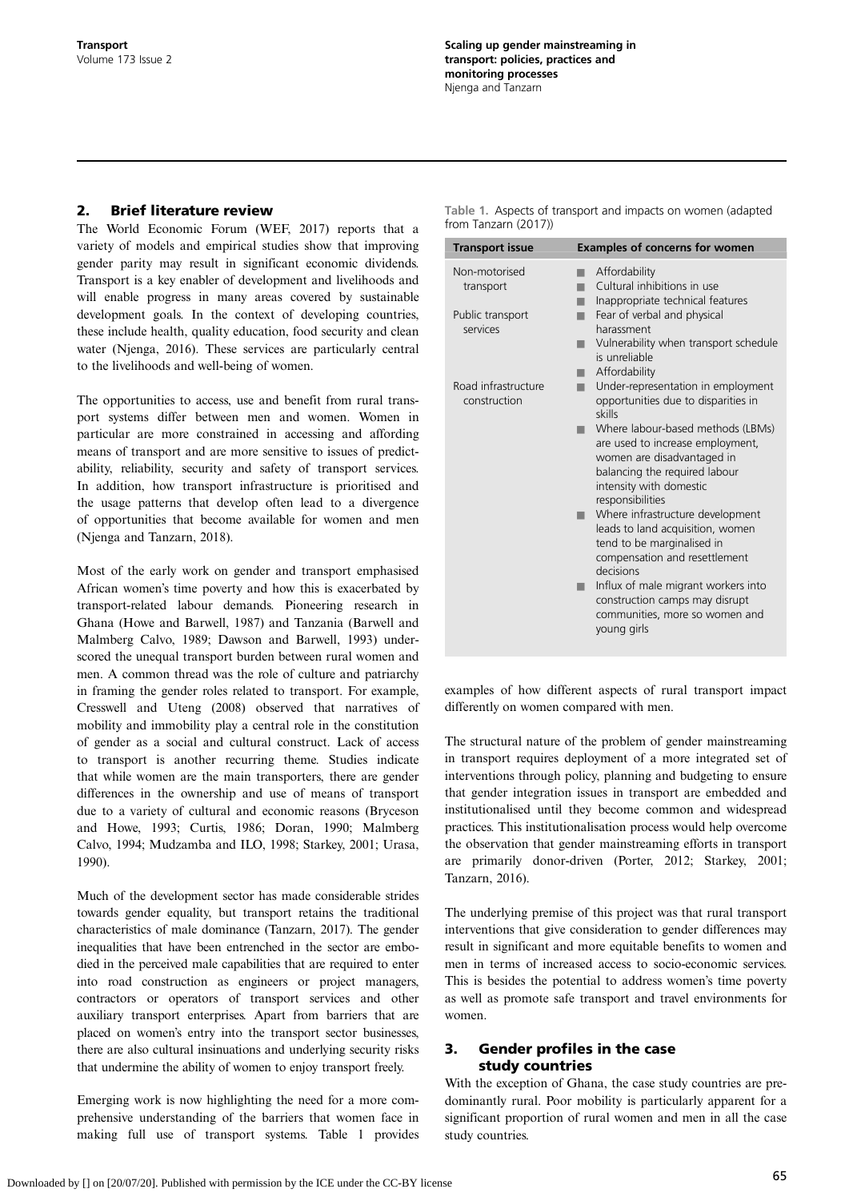## 2. Brief literature review

The World Economic Forum (WEF, 2017) reports that a variety of models and empirical studies show that improving gender parity may result in significant economic dividends. Transport is a key enabler of development and livelihoods and will enable progress in many areas covered by sustainable development goals. In the context of developing countries, these include health, quality education, food security and clean water (Njenga, 2016). These services are particularly central to the livelihoods and well-being of women.

The opportunities to access, use and benefit from rural transport systems differ between men and women. Women in particular are more constrained in accessing and affording means of transport and are more sensitive to issues of predictability, reliability, security and safety of transport services. In addition, how transport infrastructure is prioritised and the usage patterns that develop often lead to a divergence of opportunities that become available for women and men (Njenga and Tanzarn, 2018).

Most of the early work on gender and transport emphasised African women's time poverty and how this is exacerbated by transport-related labour demands. Pioneering research in Ghana (Howe and Barwell, 1987) and Tanzania (Barwell and Malmberg Calvo, 1989; Dawson and Barwell, 1993) underscored the unequal transport burden between rural women and men. A common thread was the role of culture and patriarchy in framing the gender roles related to transport. For example, Cresswell and Uteng (2008) observed that narratives of mobility and immobility play a central role in the constitution of gender as a social and cultural construct. Lack of access to transport is another recurring theme. Studies indicate that while women are the main transporters, there are gender differences in the ownership and use of means of transport due to a variety of cultural and economic reasons (Bryceson and Howe, 1993; Curtis, 1986; Doran, 1990; Malmberg Calvo, 1994; Mudzamba and ILO, 1998; Starkey, 2001; Urasa, 1990).

Much of the development sector has made considerable strides towards gender equality, but transport retains the traditional characteristics of male dominance (Tanzarn, 2017). The gender inequalities that have been entrenched in the sector are embodied in the perceived male capabilities that are required to enter into road construction as engineers or project managers, contractors or operators of transport services and other auxiliary transport enterprises. Apart from barriers that are placed on women's entry into the transport sector businesses, there are also cultural insinuations and underlying security risks that undermine the ability of women to enjoy transport freely.

Emerging work is now highlighting the need for a more comprehensive understanding of the barriers that women face in making full use of transport systems. Table 1 provides examples of how different aspects of rural transport impact differently on women compared with men.

Table 1. Aspects of transport and impacts on women (adapted from Tanzarn (2017))

| Transport issue | Examples of concerns for women |
|---|---|
| Non-motorised transport | ■ Affordability<br>■ Cultural inhibitions in use<br>■ Inappropriate technical features |
| Public transport services | ■ Fear of verbal and physical harassment<br>■ Vulnerability when transport schedule is unreliable<br>■ Affordability |
| Road infrastructure construction | ■ Under-representation in employment opportunities due to disparities in skills<br>■ Where labour-based methods (LBMs) are used to increase employment, women are disadvantaged in balancing the required labour intensity with domestic responsibilities<br>■ Where infrastructure development leads to land acquisition, women tend to be marginalised in compensation and resettlement decisions<br>■ Influx of male migrant workers into construction camps may disrupt communities, more so women and young girls |

The structural nature of the problem of gender mainstreaming in transport requires deployment of a more integrated set of interventions through policy, planning and budgeting to ensure that gender integration issues in transport are embedded and institutionalised until they become common and widespread practices. This institutionalisation process would help overcome the observation that gender mainstreaming efforts in transport are primarily donor-driven (Porter, 2012; Starkey, 2001; Tanzarn, 2016).

The underlying premise of this project was that rural transport interventions that give consideration to gender differences may result in significant and more equitable benefits to women and men in terms of increased access to socio-economic services. This is besides the potential to address women's time poverty as well as promote safe transport and travel environments for women.

## 3. Gender profiles in the case study countries

With the exception of Ghana, the case study countries are predominantly rural. Poor mobility is particularly apparent for a significant proportion of rural women and men in all the case study countries.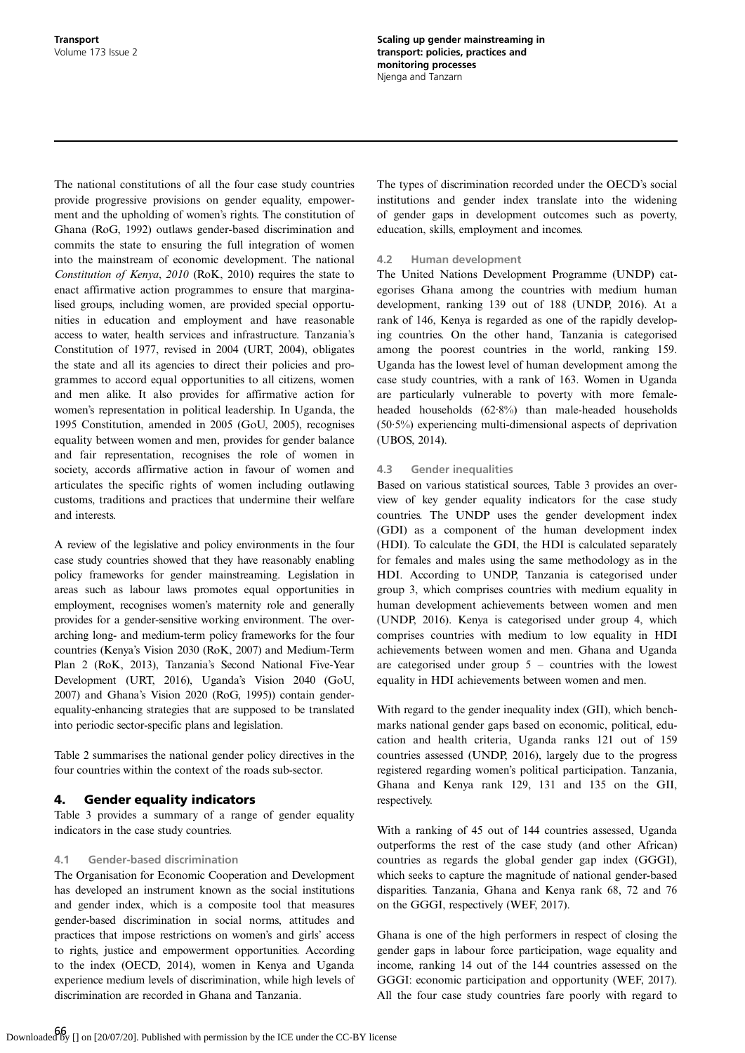The national constitutions of all the four case study countries provide progressive provisions on gender equality, empowerment and the upholding of women's rights. The constitution of Ghana (RoG, 1992) outlaws gender-based discrimination and commits the state to ensuring the full integration of women into the mainstream of economic development. The national *Constitution of Kenya*, *2010* (RoK, 2010) requires the state to enact affirmative action programmes to ensure that marginalised groups, including women, are provided special opportunities in education and employment and have reasonable access to water, health services and infrastructure. Tanzania's Constitution of 1977, revised in 2004 (URT, 2004), obligates the state and all its agencies to direct their policies and programmes to accord equal opportunities to all citizens, women and men alike. It also provides for affirmative action for women's representation in political leadership. In Uganda, the 1995 Constitution, amended in 2005 (GoU, 2005), recognises equality between women and men, provides for gender balance and fair representation, recognises the role of women in society, accords affirmative action in favour of women and articulates the specific rights of women including outlawing customs, traditions and practices that undermine their welfare and interests.

A review of the legislative and policy environments in the four case study countries showed that they have reasonably enabling policy frameworks for gender mainstreaming. Legislation in areas such as labour laws promotes equal opportunities in employment, recognises women's maternity role and generally provides for a gender-sensitive working environment. The overarching long- and medium-term policy frameworks for the four countries (Kenya's Vision 2030 (RoK, 2007) and Medium-Term Plan 2 (RoK, 2013), Tanzania's Second National Five-Year Development (URT, 2016), Uganda's Vision 2040 (GoU, 2007) and Ghana's Vision 2020 (RoG, 1995)) contain gender-equality-enhancing strategies that are supposed to be translated into periodic sector-specific plans and legislation.

Table 2 summarises the national gender policy directives in the four countries within the context of the roads sub-sector.

## 4. Gender equality indicators

Table 3 provides a summary of a range of gender equality indicators in the case study countries.

### 4.1 Gender-based discrimination

The Organisation for Economic Cooperation and Development has developed an instrument known as the social institutions and gender index, which is a composite tool that measures gender-based discrimination in social norms, attitudes and practices that impose restrictions on women's and girls' access to rights, justice and empowerment opportunities. According to the index (OECD, 2014), women in Kenya and Uganda experience medium levels of discrimination, while high levels of discrimination are recorded in Ghana and Tanzania.

The types of discrimination recorded under the OECD's social institutions and gender index translate into the widening of gender gaps in development outcomes such as poverty, education, skills, employment and incomes.

### 4.2 Human development

The United Nations Development Programme (UNDP) categorises Ghana among the countries with medium human development, ranking 139 out of 188 (UNDP, 2016). At a rank of 146, Kenya is regarded as one of the rapidly developing countries. On the other hand, Tanzania is categorised among the poorest countries in the world, ranking 159. Uganda has the lowest level of human development among the case study countries, with a rank of 163. Women in Uganda are particularly vulnerable to poverty with more female-headed households (62·8%) than male-headed households (50·5%) experiencing multi-dimensional aspects of deprivation (UBOS, 2014).

### 4.3 Gender inequalities

Based on various statistical sources, Table 3 provides an overview of key gender equality indicators for the case study countries. The UNDP uses the gender development index (GDI) as a component of the human development index (HDI). To calculate the GDI, the HDI is calculated separately for females and males using the same methodology as in the HDI. According to UNDP, Tanzania is categorised under group 3, which comprises countries with medium equality in human development achievements between women and men (UNDP, 2016). Kenya is categorised under group 4, which comprises countries with medium to low equality in HDI achievements between women and men. Ghana and Uganda are categorised under group 5 – countries with the lowest equality in HDI achievements between women and men.

With regard to the gender inequality index (GII), which benchmarks national gender gaps based on economic, political, education and health criteria, Uganda ranks 121 out of 159 countries assessed (UNDP, 2016), largely due to the progress registered regarding women's political participation. Tanzania, Ghana and Kenya rank 129, 131 and 135 on the GII, respectively.

With a ranking of 45 out of 144 countries assessed, Uganda outperforms the rest of the case study (and other African) countries as regards the global gender gap index (GGGI), which seeks to capture the magnitude of national gender-based disparities. Tanzania, Ghana and Kenya rank 68, 72 and 76 on the GGGI, respectively (WEF, 2017).

Ghana is one of the high performers in respect of closing the gender gaps in labour force participation, wage equality and income, ranking 14 out of the 144 countries assessed on the GGGI: economic participation and opportunity (WEF, 2017). All the four case study countries fare poorly with regard to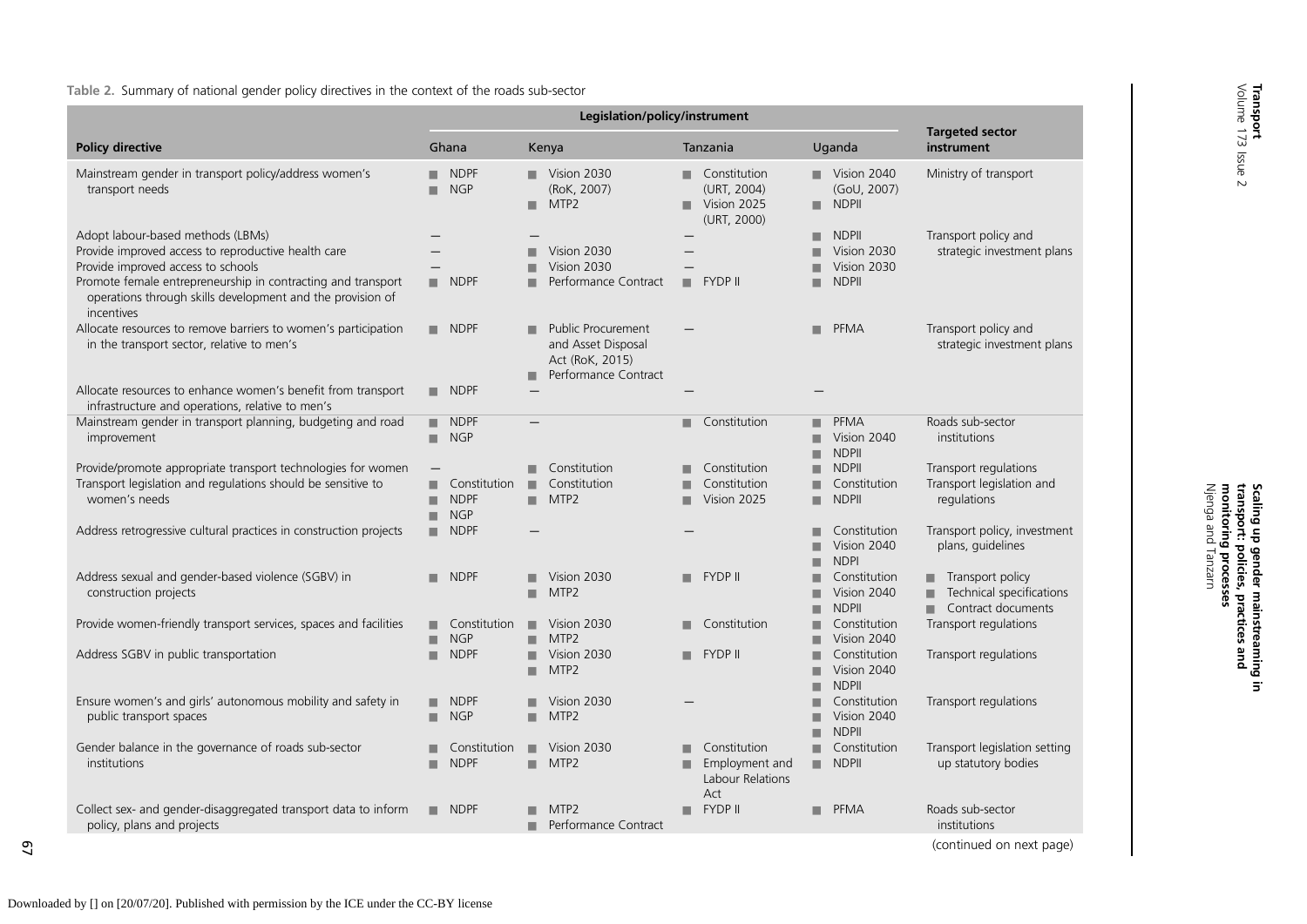Table 2. Summary of national gender policy directives in the context of the roads sub-sector

| Policy directive | Legislation/policy/instrument | | | | Targeted sector instrument |
|---|---|---|---|---|---|
| | Ghana | Kenya | Tanzania | Uganda | |
| Mainstream gender in transport policy/address women's transport needs | ■ NDPF ■ NGP | ■ Vision 2030 (RoK, 2007) ■ MTP2 | ■ Constitution (URT, 2004) ■ Vision 2025 (URT, 2000) | ■ Vision 2040 (GoU, 2007) ■ NDPII | Ministry of transport |
| Adopt labour-based methods (LBMs) | — | — | — | ■ NDPII | Transport policy and strategic investment plans |
| Provide improved access to reproductive health care | — | ■ Vision 2030 | — | ■ Vision 2030 | |
| Provide improved access to schools | — | ■ Vision 2030 | — | ■ Vision 2030 | |
| Promote female entrepreneurship in contracting and transport operations through skills development and the provision of incentives | ■ NDPF | ■ Performance Contract | ■ FYDP II | ■ NDPII | |
| Allocate resources to remove barriers to women's participation in the transport sector, relative to men's | ■ NDPF | ■ Public Procurement and Asset Disposal Act (RoK, 2015) ■ Performance Contract | — | ■ PFMA | Transport policy and strategic investment plans |
| Allocate resources to enhance women's benefit from transport infrastructure and operations, relative to men's | ■ NDPF | — | — | — | |
| Mainstream gender in transport planning, budgeting and road improvement | ■ NDPF ■ NGP | — | ■ Constitution | ■ PFMA ■ Vision 2040 ■ NDPII | Roads sub-sector institutions |
| Provide/promote appropriate transport technologies for women | — | ■ Constitution | ■ Constitution | ■ NDPII | Transport regulations |
| Transport legislation and regulations should be sensitive to women's needs | ■ Constitution ■ NDPF ■ NGP | ■ Constitution ■ MTP2 | ■ Constitution ■ Vision 2025 | ■ Constitution ■ NDPII | Transport legislation and regulations |
| Address retrogressive cultural practices in construction projects | ■ NDPF | — | — | ■ Constitution ■ Vision 2040 ■ NDPI | Transport policy, investment plans, guidelines |
| Address sexual and gender-based violence (SGBV) in construction projects | ■ NDPF | ■ Vision 2030 ■ MTP2 | ■ FYDP II | ■ Constitution ■ Vision 2040 ■ NDPII | ■ Transport policy ■ Technical specifications ■ Contract documents |
| Provide women-friendly transport services, spaces and facilities | ■ Constitution ■ NGP | ■ Vision 2030 ■ MTP2 | ■ Constitution | ■ Constitution ■ Vision 2040 | Transport regulations |
| Address SGBV in public transportation | ■ NDPF | ■ Vision 2030 ■ MTP2 | ■ FYDP II | ■ Constitution ■ Vision 2040 ■ NDPII | Transport regulations |
| Ensure women's and girls' autonomous mobility and safety in public transport spaces | ■ NDPF ■ NGP | ■ Vision 2030 ■ MTP2 | — | ■ Constitution ■ Vision 2040 ■ NDPII | Transport regulations |
| Gender balance in the governance of roads sub-sector institutions | ■ Constitution ■ NDPF | ■ Vision 2030 ■ MTP2 | ■ Constitution ■ Employment and Labour Relations Act | ■ Constitution ■ NDPII | Transport legislation setting up statutory bodies |
| Collect sex- and gender-disaggregated transport data to inform policy, plans and projects | ■ NDPF | ■ MTP2 ■ Performance Contract | ■ FYDP II | ■ PFMA | Roads sub-sector institutions |

(continued on next page)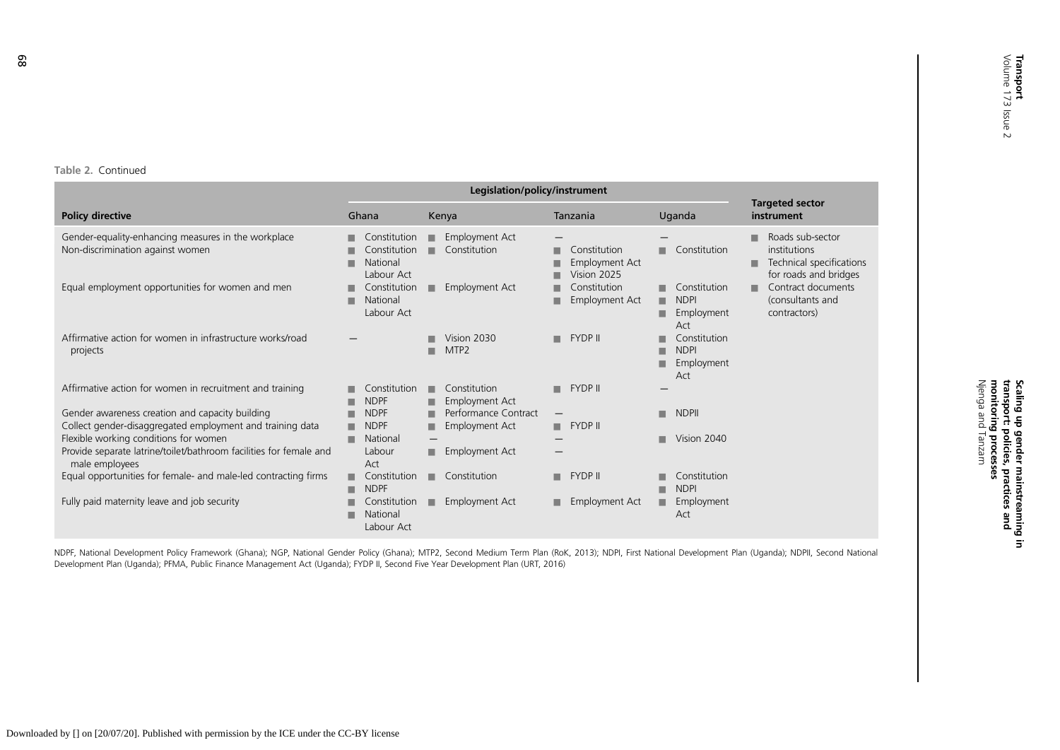Table 2. Continued

| Policy directive | Legislation/policy/instrument | | | | Targeted sector instrument |
|---|---|---|---|---|---|
| | Ghana | Kenya | Tanzania | Uganda | |
| Gender-equality-enhancing measures in the workplace | ■ Constitution | ■ Employment Act | — | — | ■ Roads sub-sector institutions<br>■ Technical specifications for roads and bridges<br>■ Contract documents (consultants and contractors) |
| Non-discrimination against women | ■ Constitution<br>■ National Labour Act | ■ Constitution | ■ Constitution<br>■ Employment Act<br>■ Vision 2025 | ■ Constitution | |
| Equal employment opportunities for women and men | ■ Constitution<br>■ National Labour Act | ■ Employment Act | ■ Constitution<br>■ Employment Act | ■ Constitution<br>■ NDPI<br>■ Employment Act | |
| Affirmative action for women in infrastructure works/road projects | — | ■ Vision 2030<br>■ MTP2 | ■ FYDP II | ■ Constitution<br>■ NDPI<br>■ Employment Act | |
| Affirmative action for women in recruitment and training | ■ Constitution<br>■ NDPF | ■ Constitution<br>■ Employment Act | ■ FYDP II | — | |
| Gender awareness creation and capacity building | ■ NDPF | ■ Performance Contract | — | ■ NDPII | |
| Collect gender-disaggregated employment and training data | ■ NDPF | ■ Employment Act | ■ FYDP II | | |
| Flexible working conditions for women | ■ National Labour Act | — | — | ■ Vision 2040 | |
| Provide separate latrine/toilet/bathroom facilities for female and male employees | | ■ Employment Act | — | | |
| Equal opportunities for female- and male-led contracting firms | ■ Constitution<br>■ NDPF | ■ Constitution | ■ FYDP II | ■ Constitution<br>■ NDPI | |
| Fully paid maternity leave and job security | ■ Constitution<br>■ National Labour Act | ■ Employment Act | ■ Employment Act | ■ Employment Act | |

NDPF, National Development Policy Framework (Ghana); NGP, National Gender Policy (Ghana); MTP2, Second Medium Term Plan (RoK, 2013); NDPI, First National Development Plan (Uganda); NDPII, Second National Development Plan (Uganda); PFMA, Public Finance Management Act (Uganda); FYDP II, Second Five Year Development Plan (URT, 2016)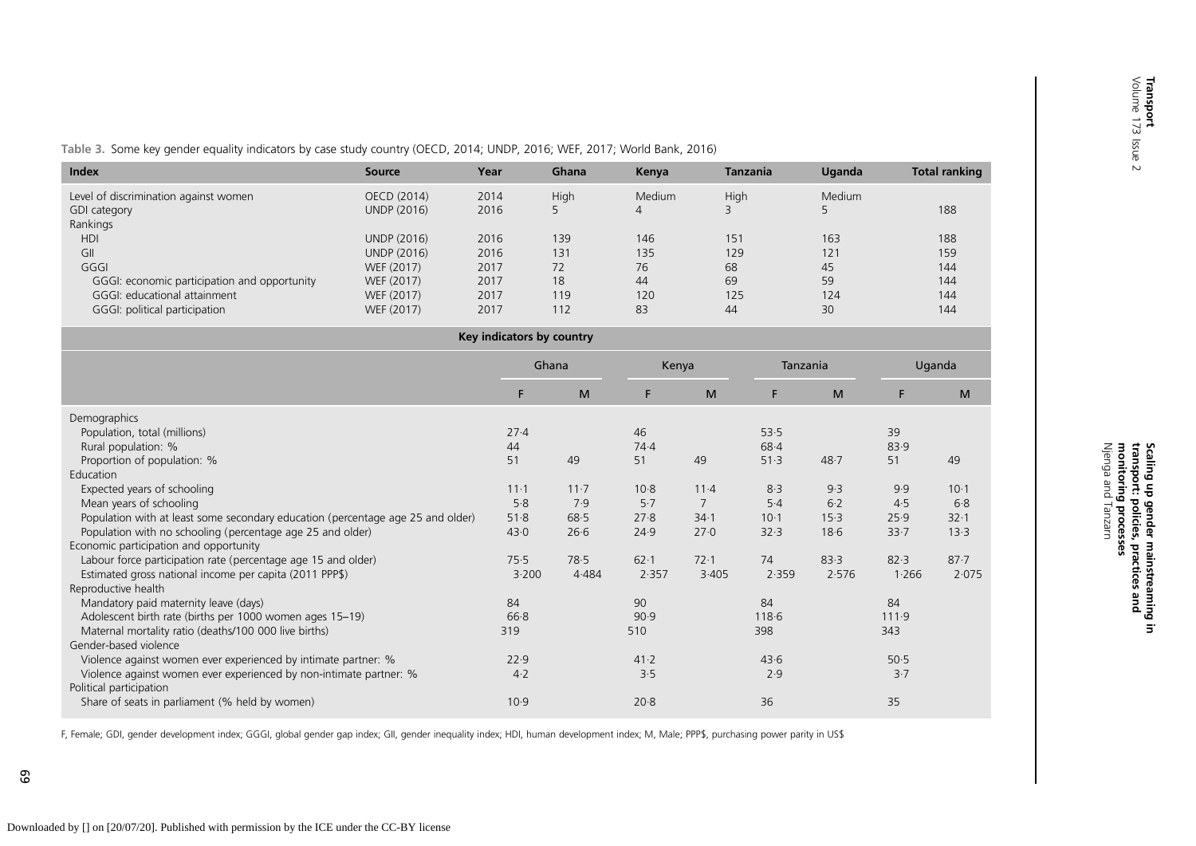Table 3. Some key gender equality indicators by case study country (OECD, 2014; UNDP, 2016; WEF, 2017; World Bank, 2016)

| Index | Source | Year | Ghana | Kenya | Tanzania | Uganda | Total ranking |
|---|---|---|---|---|---|---|---|
| Level of discrimination against women | OECD (2014) | 2014 | High | Medium | High | Medium | |
| GDI category | UNDP (2016) | 2016 | 5 | 4 | 3 | 5 | 188 |
| Rankings | | | | | | | |
| HDI | UNDP (2016) | 2016 | 139 | 146 | 151 | 163 | 188 |
| GII | UNDP (2016) | 2016 | 131 | 135 | 129 | 121 | 159 |
| GGGI | WEF (2017) | 2017 | 72 | 76 | 68 | 45 | 144 |
| GGGI: economic participation and opportunity | WEF (2017) | 2017 | 18 | 44 | 69 | 59 | 144 |
| GGGI: educational attainment | WEF (2017) | 2017 | 119 | 120 | 125 | 124 | 144 |
| GGGI: political participation | WEF (2017) | 2017 | 112 | 83 | 44 | 30 | 144 |

Key indicators by country

| | Ghana | | Kenya | | Tanzania | | Uganda | |
|---|---|---|---|---|---|---|---|---|
| | F | M | F | M | F | M | F | M |
| Demographics | | | | | | | | |
| Population, total (millions) | 27·4 | | 46 | | 53·5 | | 39 | |
| Rural population: % | 44 | | 74·4 | | 68·4 | | 83·9 | |
| Proportion of population: % | 51 | 49 | 51 | 49 | 51·3 | 48·7 | 51 | 49 |
| Education | | | | | | | | |
| Expected years of schooling | 11·1 | 11·7 | 10·8 | 11·4 | 8·3 | 9·3 | 9·9 | 10·1 |
| Mean years of schooling | 5·8 | 7·9 | 5·7 | 7 | 5·4 | 6·2 | 4·5 | 6·8 |
| Population with at least some secondary education (percentage age 25 and older) | 51·8 | 68·5 | 27·8 | 34·1 | 10·1 | 15·3 | 25·9 | 32·1 |
| Population with no schooling (percentage age 25 and older) | 43·0 | 26·6 | 24·9 | 27·0 | 32·3 | 18·6 | 33·7 | 13·3 |
| Economic participation and opportunity | | | | | | | | |
| Labour force participation rate (percentage age 15 and older) | 75·5 | 78·5 | 62·1 | 72·1 | 74 | 83·3 | 82·3 | 87·7 |
| Estimated gross national income per capita (2011 PPP$) | 3·200 | 4·484 | 2·357 | 3·405 | 2·359 | 2·576 | 1·266 | 2·075 |
| Reproductive health | | | | | | | | |
| Mandatory paid maternity leave (days) | 84 | | 90 | | 84 | | 84 | |
| Adolescent birth rate (births per 1000 women ages 15–19) | 66·8 | | 90·9 | | 118·6 | | 111·9 | |
| Maternal mortality ratio (deaths/100 000 live births) | 319 | | 510 | | 398 | | 343 | |
| Gender-based violence | | | | | | | | |
| Violence against women ever experienced by intimate partner: % | 22·9 | | 41·2 | | 43·6 | | 50·5 | |
| Violence against women ever experienced by non-intimate partner: % | 4·2 | | 3·5 | | 2·9 | | 3·7 | |
| Political participation | | | | | | | | |
| Share of seats in parliament (% held by women) | 10·9 | | 20·8 | | 36 | | 35 | |

F, Female; GDI, gender development index; GGGI, global gender gap index; GII, gender inequality index; HDI, human development index; M, Male; PPP$, purchasing power parity in US$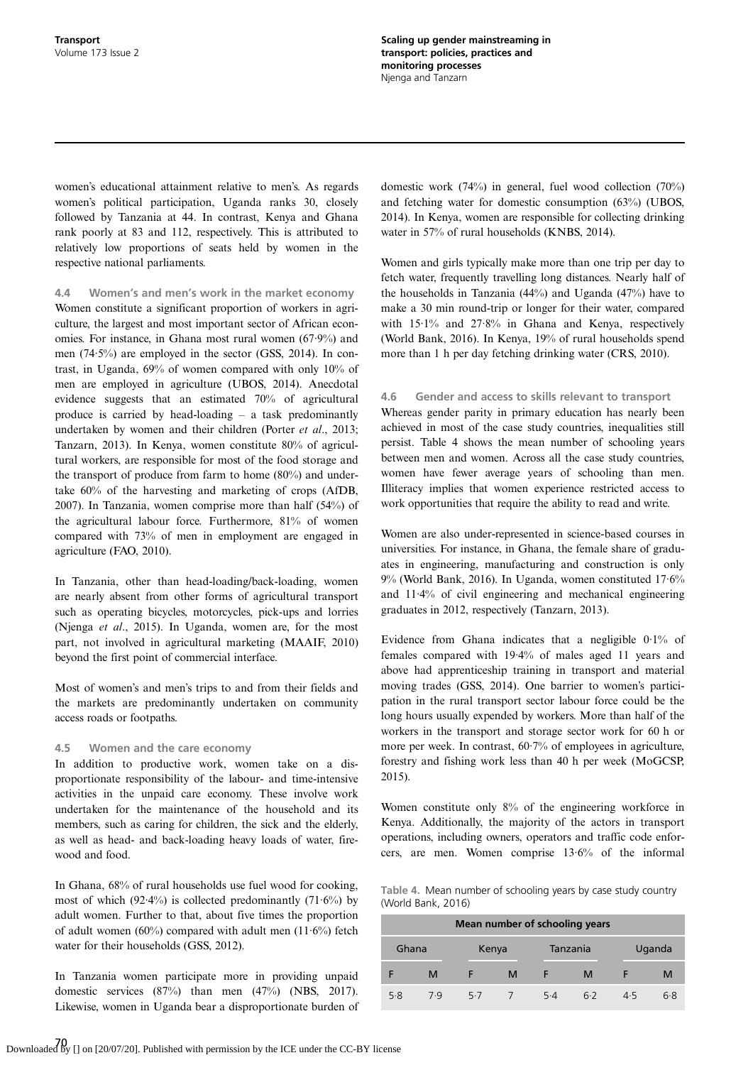women's educational attainment relative to men's. As regards women's political participation, Uganda ranks 30, closely followed by Tanzania at 44. In contrast, Kenya and Ghana rank poorly at 83 and 112, respectively. This is attributed to relatively low proportions of seats held by women in the respective national parliaments.

### 4.4 Women's and men's work in the market economy

Women constitute a significant proportion of workers in agriculture, the largest and most important sector of African economies. For instance, in Ghana most rural women (67·9%) and men (74·5%) are employed in the sector (GSS, 2014). In contrast, in Uganda, 69% of women compared with only 10% of men are employed in agriculture (UBOS, 2014). Anecdotal evidence suggests that an estimated 70% of agricultural produce is carried by head-loading – a task predominantly undertaken by women and their children (Porter *et al*., 2013; Tanzarn, 2013). In Kenya, women constitute 80% of agricultural workers, are responsible for most of the food storage and the transport of produce from farm to home (80%) and undertake 60% of the harvesting and marketing of crops (AfDB, 2007). In Tanzania, women comprise more than half (54%) of the agricultural labour force. Furthermore, 81% of women compared with 73% of men in employment are engaged in agriculture (FAO, 2010).

In Tanzania, other than head-loading/back-loading, women are nearly absent from other forms of agricultural transport such as operating bicycles, motorcycles, pick-ups and lorries (Njenga *et al*., 2015). In Uganda, women are, for the most part, not involved in agricultural marketing (MAAIF, 2010) beyond the first point of commercial interface.

Most of women's and men's trips to and from their fields and the markets are predominantly undertaken on community access roads or footpaths.

### 4.5 Women and the care economy

In addition to productive work, women take on a disproportionate responsibility of the labour- and time-intensive activities in the unpaid care economy. These involve work undertaken for the maintenance of the household and its members, such as caring for children, the sick and the elderly, as well as head- and back-loading heavy loads of water, firewood and food.

In Ghana, 68% of rural households use fuel wood for cooking, most of which (92·4%) is collected predominantly (71·6%) by adult women. Further to that, about five times the proportion of adult women (60%) compared with adult men (11·6%) fetch water for their households (GSS, 2012).

In Tanzania women participate more in providing unpaid domestic services (87%) than men (47%) (NBS, 2017). Likewise, women in Uganda bear a disproportionate burden of domestic work (74%) in general, fuel wood collection (70%) and fetching water for domestic consumption (63%) (UBOS, 2014). In Kenya, women are responsible for collecting drinking water in 57% of rural households (KNBS, 2014).

Women and girls typically make more than one trip per day to fetch water, frequently travelling long distances. Nearly half of the households in Tanzania (44%) and Uganda (47%) have to make a 30 min round-trip or longer for their water, compared with 15·1% and 27·8% in Ghana and Kenya, respectively (World Bank, 2016). In Kenya, 19% of rural households spend more than 1 h per day fetching drinking water (CRS, 2010).

### 4.6 Gender and access to skills relevant to transport

Whereas gender parity in primary education has nearly been achieved in most of the case study countries, inequalities still persist. Table 4 shows the mean number of schooling years between men and women. Across all the case study countries, women have fewer average years of schooling than men. Illiteracy implies that women experience restricted access to work opportunities that require the ability to read and write.

Women are also under-represented in science-based courses in universities. For instance, in Ghana, the female share of graduates in engineering, manufacturing and construction is only 9% (World Bank, 2016). In Uganda, women constituted 17·6% and 11·4% of civil engineering and mechanical engineering graduates in 2012, respectively (Tanzarn, 2013).

Evidence from Ghana indicates that a negligible 0·1% of females compared with 19·4% of males aged 11 years and above had apprenticeship training in transport and material moving trades (GSS, 2014). One barrier to women's participation in the rural transport sector labour force could be the long hours usually expended by workers. More than half of the workers in the transport and storage sector work for 60 h or more per week. In contrast, 60·7% of employees in agriculture, forestry and fishing work less than 40 h per week (MoGCSP, 2015).

Women constitute only 8% of the engineering workforce in Kenya. Additionally, the majority of the actors in transport operations, including owners, operators and traffic code enforcers, are men. Women comprise 13·6% of the informal

Table 4. Mean number of schooling years by case study country (World Bank, 2016)

| Mean number of schooling years | | | | | | | |
|---|---|---|---|---|---|---|---|
| Ghana | | Kenya | | Tanzania | | Uganda | |
| F | M | F | M | F | M | F | M |
| 5·8 | 7·9 | 5·7 | 7 | 5·4 | 6·2 | 4·5 | 6·8 |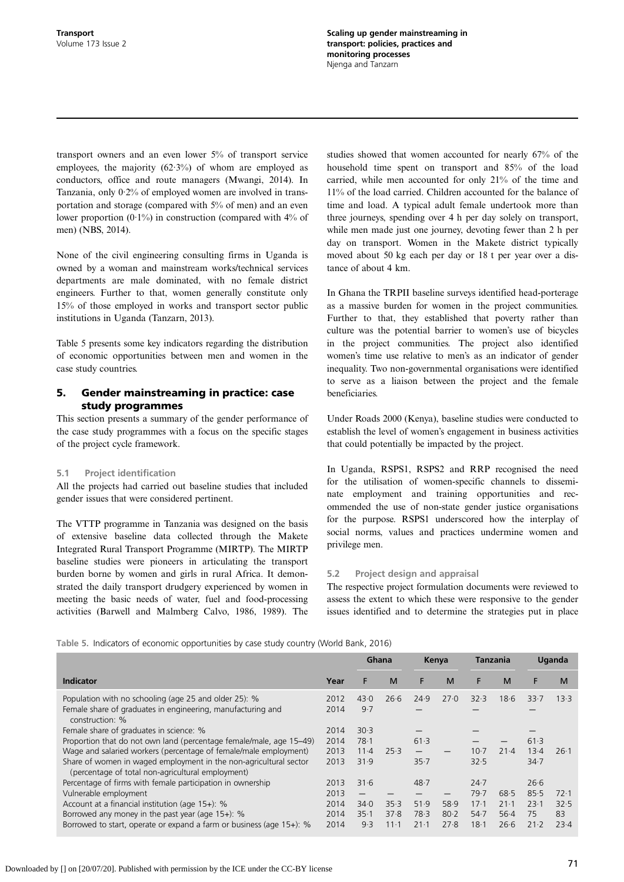transport owners and an even lower 5% of transport service employees, the majority (62·3%) of whom are employed as conductors, office and route managers (Mwangi, 2014). In Tanzania, only 0·2% of employed women are involved in transportation and storage (compared with 5% of men) and an even lower proportion (0·1%) in construction (compared with 4% of men) (NBS, 2014).

None of the civil engineering consulting firms in Uganda is owned by a woman and mainstream works/technical services departments are male dominated, with no female district engineers. Further to that, women generally constitute only 15% of those employed in works and transport sector public institutions in Uganda (Tanzarn, 2013).

Table 5 presents some key indicators regarding the distribution of economic opportunities between men and women in the case study countries.

## 5. Gender mainstreaming in practice: case study programmes

This section presents a summary of the gender performance of the case study programmes with a focus on the specific stages of the project cycle framework.

### 5.1 Project identification

All the projects had carried out baseline studies that included gender issues that were considered pertinent.

The VTTP programme in Tanzania was designed on the basis of extensive baseline data collected through the Makete Integrated Rural Transport Programme (MIRTP). The MIRTP baseline studies were pioneers in articulating the transport burden borne by women and girls in rural Africa. It demonstrated the daily transport drudgery experienced by women in meeting the basic needs of water, fuel and food-processing activities (Barwell and Malmberg Calvo, 1986, 1989). The studies showed that women accounted for nearly 67% of the household time spent on transport and 85% of the load carried, while men accounted for only 21% of the time and 11% of the load carried. Children accounted for the balance of time and load. A typical adult female undertook more than three journeys, spending over 4 h per day solely on transport, while men made just one journey, devoting fewer than 2 h per day on transport. Women in the Makete district typically moved about 50 kg each per day or 18 t per year over a distance of about 4 km.

In Ghana the TRPII baseline surveys identified head-porterage as a massive burden for women in the project communities. Further to that, they established that poverty rather than culture was the potential barrier to women's use of bicycles in the project communities. The project also identified women's time use relative to men's as an indicator of gender inequality. Two non-governmental organisations were identified to serve as a liaison between the project and the female beneficiaries.

Under Roads 2000 (Kenya), baseline studies were conducted to establish the level of women's engagement in business activities that could potentially be impacted by the project.

In Uganda, RSPS1, RSPS2 and RRP recognised the need for the utilisation of women-specific channels to disseminate employment and training opportunities and recommended the use of non-state gender justice organisations for the purpose. RSPS1 underscored how the interplay of social norms, values and practices undermine women and privilege men.

### 5.2 Project design and appraisal

The respective project formulation documents were reviewed to assess the extent to which these were responsive to the gender issues identified and to determine the strategies put in place

Table 5. Indicators of economic opportunities by case study country (World Bank, 2016)

| | | Ghana | | Kenya | | Tanzania | | Uganda | |
|---|---|---|---|---|---|---|---|---|---|
| **Indicator** | **Year** | F | M | F | M | F | M | F | M |
| Population with no schooling (age 25 and older 25): % | 2012 | 43·0 | 26·6 | 24·9 | 27·0 | 32·3 | 18·6 | 33·7 | 13·3 |
| Female share of graduates in engineering, manufacturing and construction: % | 2014 | 9·7 | | — | | — | | — | |
| Female share of graduates in science: % | 2014 | 30·3 | | — | | — | | — | |
| Proportion that do not own land (percentage female/male, age 15–49) | 2014 | 78·1 | | 61·3 | | — | — | 61·3 | |
| Wage and salaried workers (percentage of female/male employment) | 2013 | 11·4 | 25·3 | — | — | 10·7 | 21·4 | 13·4 | 26·1 |
| Share of women in waged employment in the non-agricultural sector (percentage of total non-agricultural employment) | 2013 | 31·9 | | 35·7 | | 32·5 | | 34·7 | |
| Percentage of firms with female participation in ownership | 2013 | 31·6 | | 48·7 | | 24·7 | | 26·6 | |
| Vulnerable employment | 2013 | — | — | — | — | 79·7 | 68·5 | 85·5 | 72·1 |
| Account at a financial institution (age 15+): % | 2014 | 34·0 | 35·3 | 51·9 | 58·9 | 17·1 | 21·1 | 23·1 | 32·5 |
| Borrowed any money in the past year (age 15+): % | 2014 | 35·1 | 37·8 | 78·3 | 80·2 | 54·7 | 56·4 | 75 | 83 |
| Borrowed to start, operate or expand a farm or business (age 15+): % | 2014 | 9·3 | 11·1 | 21·1 | 27·8 | 18·1 | 26·6 | 21·2 | 23·4 |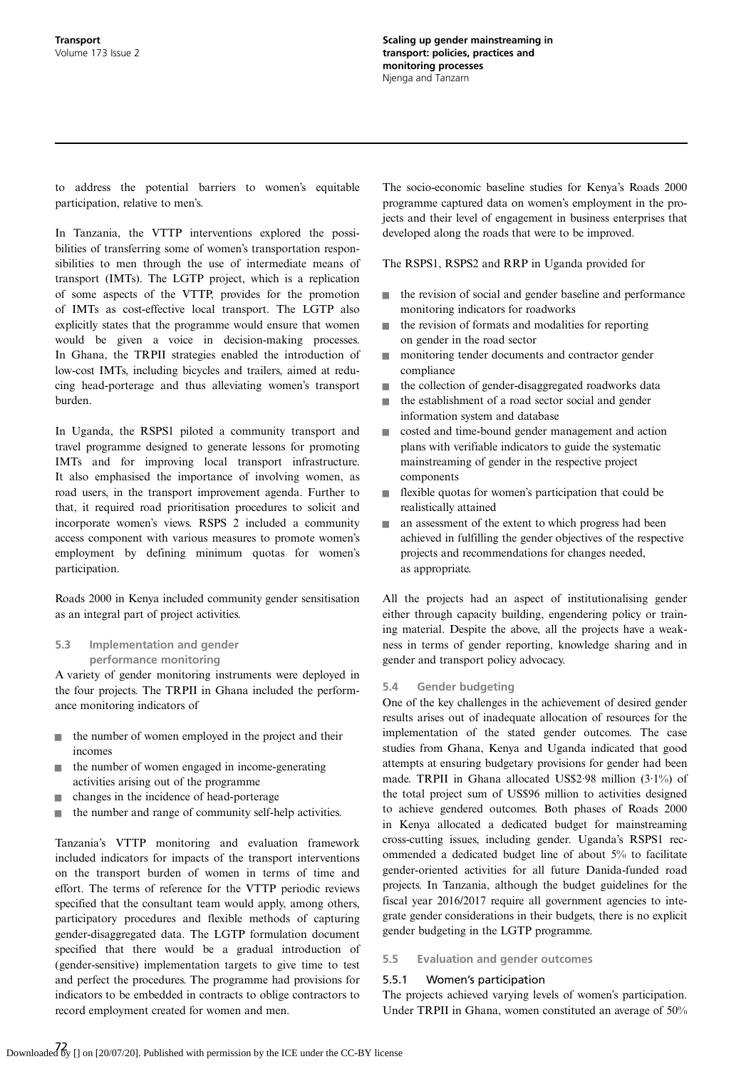to address the potential barriers to women's equitable participation, relative to men's.

In Tanzania, the VTTP interventions explored the possibilities of transferring some of women's transportation responsibilities to men through the use of intermediate means of transport (IMTs). The LGTP project, which is a replication of some aspects of the VTTP, provides for the promotion of IMTs as cost-effective local transport. The LGTP also explicitly states that the programme would ensure that women would be given a voice in decision-making processes. In Ghana, the TRPII strategies enabled the introduction of low-cost IMTs, including bicycles and trailers, aimed at reducing head-porterage and thus alleviating women's transport burden.

In Uganda, the RSPS1 piloted a community transport and travel programme designed to generate lessons for promoting IMTs and for improving local transport infrastructure. It also emphasised the importance of involving women, as road users, in the transport improvement agenda. Further to that, it required road prioritisation procedures to solicit and incorporate women's views. RSPS 2 included a community access component with various measures to promote women's employment by defining minimum quotas for women's participation.

Roads 2000 in Kenya included community gender sensitisation as an integral part of project activities.

### 5.3 Implementation and gender performance monitoring

A variety of gender monitoring instruments were deployed in the four projects. The TRPII in Ghana included the performance monitoring indicators of

- the number of women employed in the project and their incomes
- the number of women engaged in income-generating activities arising out of the programme
- changes in the incidence of head-porterage
- the number and range of community self-help activities.

Tanzania's VTTP monitoring and evaluation framework included indicators for impacts of the transport interventions on the transport burden of women in terms of time and effort. The terms of reference for the VTTP periodic reviews specified that the consultant team would apply, among others, participatory procedures and flexible methods of capturing gender-disaggregated data. The LGTP formulation document specified that there would be a gradual introduction of (gender-sensitive) implementation targets to give time to test and perfect the procedures. The programme had provisions for indicators to be embedded in contracts to oblige contractors to record employment created for women and men.

The socio-economic baseline studies for Kenya's Roads 2000 programme captured data on women's employment in the projects and their level of engagement in business enterprises that developed along the roads that were to be improved.

The RSPS1, RSPS2 and RRP in Uganda provided for

- the revision of social and gender baseline and performance monitoring indicators for roadworks
- the revision of formats and modalities for reporting on gender in the road sector
- monitoring tender documents and contractor gender compliance
- the collection of gender-disaggregated roadworks data
- the establishment of a road sector social and gender information system and database
- costed and time-bound gender management and action plans with verifiable indicators to guide the systematic mainstreaming of gender in the respective project components
- flexible quotas for women's participation that could be realistically attained
- an assessment of the extent to which progress had been achieved in fulfilling the gender objectives of the respective projects and recommendations for changes needed, as appropriate.

All the projects had an aspect of institutionalising gender either through capacity building, engendering policy or training material. Despite the above, all the projects have a weakness in terms of gender reporting, knowledge sharing and in gender and transport policy advocacy.

### 5.4 Gender budgeting

One of the key challenges in the achievement of desired gender results arises out of inadequate allocation of resources for the implementation of the stated gender outcomes. The case studies from Ghana, Kenya and Uganda indicated that good attempts at ensuring budgetary provisions for gender had been made. TRPII in Ghana allocated US\$2·98 million (3·1%) of the total project sum of US\$96 million to activities designed to achieve gendered outcomes. Both phases of Roads 2000 in Kenya allocated a dedicated budget for mainstreaming cross-cutting issues, including gender. Uganda's RSPS1 recommended a dedicated budget line of about 5% to facilitate gender-oriented activities for all future Danida-funded road projects. In Tanzania, although the budget guidelines for the fiscal year 2016/2017 require all government agencies to integrate gender considerations in their budgets, there is no explicit gender budgeting in the LGTP programme.

### 5.5 Evaluation and gender outcomes

#### 5.5.1 Women's participation

The projects achieved varying levels of women's participation. Under TRPII in Ghana, women constituted an average of 50%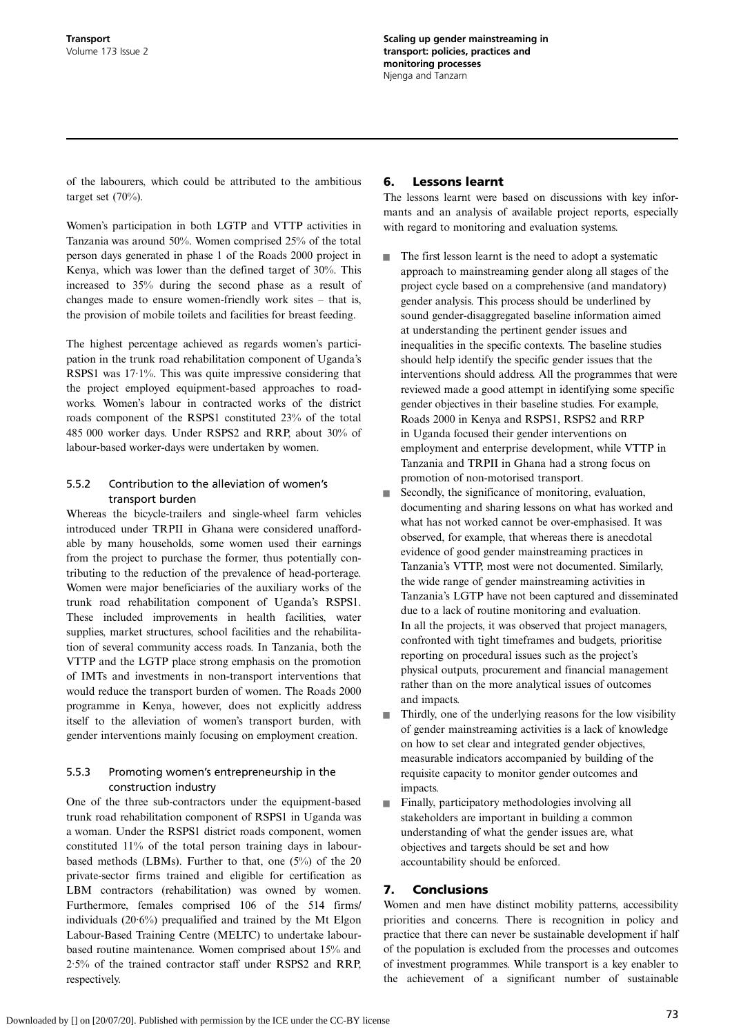of the labourers, which could be attributed to the ambitious target set (70%).

Women's participation in both LGTP and VTTP activities in Tanzania was around 50%. Women comprised 25% of the total person days generated in phase 1 of the Roads 2000 project in Kenya, which was lower than the defined target of 30%. This increased to 35% during the second phase as a result of changes made to ensure women-friendly work sites – that is, the provision of mobile toilets and facilities for breast feeding.

The highest percentage achieved as regards women's participation in the trunk road rehabilitation component of Uganda's RSPS1 was 17·1%. This was quite impressive considering that the project employed equipment-based approaches to roadworks. Women's labour in contracted works of the district roads component of the RSPS1 constituted 23% of the total 485 000 worker days. Under RSPS2 and RRP, about 30% of labour-based worker-days were undertaken by women.

#### 5.5.2 Contribution to the alleviation of women's transport burden

Whereas the bicycle-trailers and single-wheel farm vehicles introduced under TRPII in Ghana were considered unaffordable by many households, some women used their earnings from the project to purchase the former, thus potentially contributing to the reduction of the prevalence of head-porterage. Women were major beneficiaries of the auxiliary works of the trunk road rehabilitation component of Uganda's RSPS1. These included improvements in health facilities, water supplies, market structures, school facilities and the rehabilitation of several community access roads. In Tanzania, both the VTTP and the LGTP place strong emphasis on the promotion of IMTs and investments in non-transport interventions that would reduce the transport burden of women. The Roads 2000 programme in Kenya, however, does not explicitly address itself to the alleviation of women's transport burden, with gender interventions mainly focusing on employment creation.

#### 5.5.3 Promoting women's entrepreneurship in the construction industry

One of the three sub-contractors under the equipment-based trunk road rehabilitation component of RSPS1 in Uganda was a woman. Under the RSPS1 district roads component, women constituted 11% of the total person training days in labour-based methods (LBMs). Further to that, one (5%) of the 20 private-sector firms trained and eligible for certification as LBM contractors (rehabilitation) was owned by women. Furthermore, females comprised 106 of the 514 firms/individuals (20·6%) prequalified and trained by the Mt Elgon Labour-Based Training Centre (MELTC) to undertake labour-based routine maintenance. Women comprised about 15% and 2·5% of the trained contractor staff under RSPS2 and RRP, respectively.

## 6. Lessons learnt

The lessons learnt were based on discussions with key informants and an analysis of available project reports, especially with regard to monitoring and evaluation systems.

- The first lesson learnt is the need to adopt a systematic approach to mainstreaming gender along all stages of the project cycle based on a comprehensive (and mandatory) gender analysis. This process should be underlined by sound gender-disaggregated baseline information aimed at understanding the pertinent gender issues and inequalities in the specific contexts. The baseline studies should help identify the specific gender issues that the interventions should address. All the programmes that were reviewed made a good attempt in identifying some specific gender objectives in their baseline studies. For example, Roads 2000 in Kenya and RSPS1, RSPS2 and RRP in Uganda focused their gender interventions on employment and enterprise development, while VTTP in Tanzania and TRPII in Ghana had a strong focus on promotion of non-motorised transport.
- Secondly, the significance of monitoring, evaluation, documenting and sharing lessons on what has worked and what has not worked cannot be over-emphasised. It was observed, for example, that whereas there is anecdotal evidence of good gender mainstreaming practices in Tanzania's VTTP, most were not documented. Similarly, the wide range of gender mainstreaming activities in Tanzania's LGTP have not been captured and disseminated due to a lack of routine monitoring and evaluation. In all the projects, it was observed that project managers, confronted with tight timeframes and budgets, prioritise reporting on procedural issues such as the project's physical outputs, procurement and financial management rather than on the more analytical issues of outcomes and impacts.
- Thirdly, one of the underlying reasons for the low visibility of gender mainstreaming activities is a lack of knowledge on how to set clear and integrated gender objectives, measurable indicators accompanied by building of the requisite capacity to monitor gender outcomes and impacts.
- Finally, participatory methodologies involving all stakeholders are important in building a common understanding of what the gender issues are, what objectives and targets should be set and how accountability should be enforced.

## 7. Conclusions

Women and men have distinct mobility patterns, accessibility priorities and concerns. There is recognition in policy and practice that there can never be sustainable development if half of the population is excluded from the processes and outcomes of investment programmes. While transport is a key enabler to the achievement of a significant number of sustainable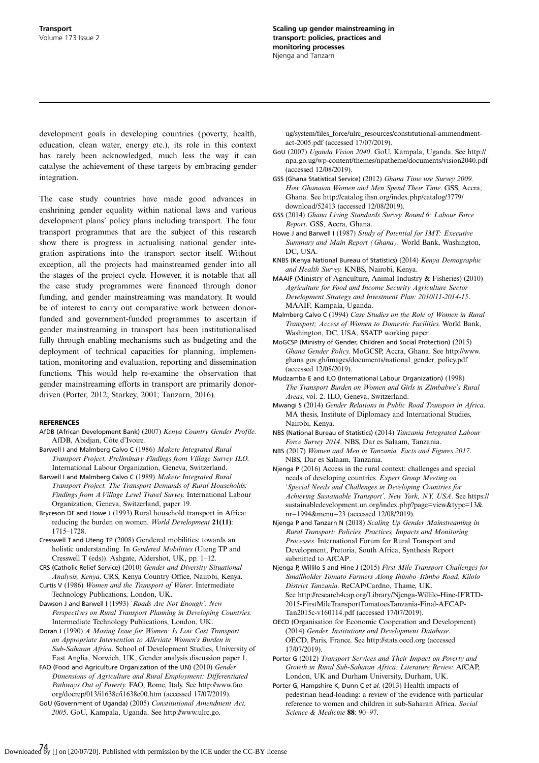development goals in developing countries (poverty, health, education, clean water, energy etc.), its role in this context has rarely been acknowledged, much less the way it can catalyse the achievement of these targets by embracing gender integration.

The case study countries have made good advances in enshrining gender equality within national laws and various development plans' policy plans including transport. The four transport programmes that are the subject of this research show there is progress in actualising national gender integration aspirations into the transport sector itself. Without exception, all the projects had mainstreamed gender into all the stages of the project cycle. However, it is notable that all the case study programmes were financed through donor funding, and gender mainstreaming was mandatory. It would be of interest to carry out comparative work between donor-funded and government-funded programmes to ascertain if gender mainstreaming in transport has been institutionalised fully through enabling mechanisms such as budgeting and the deployment of technical capacities for planning, implementation, monitoring and evaluation, reporting and dissemination functions. This would help re-examine the observation that gender mainstreaming efforts in transport are primarily donor-driven (Porter, 2012; Starkey, 2001; Tanzarn, 2016).

## REFERENCES

AfDB (African Development Bank) (2007) *Kenya Country Gender Profile*. AfDB, Abidjan, Côte d'Ivoire.

Barwell I and Malmberg Calvo C (1986) *Makete Integrated Rural Transport Project, Preliminary Findings from Village Survey ILO*. International Labour Organization, Geneva, Switzerland.

Barwell I and Malmberg Calvo C (1989) *Makete Integrated Rural Transport Project. The Transport Demands of Rural Households: Findings from A Village Level Travel Survey*. International Labour Organization, Geneva, Switzerland, paper 19.

Bryceson DF and Howe J (1993) Rural household transport in Africa: reducing the burden on women. *World Development* **21(11)**: 1715–1728.

Cresswell T and Uteng TP (2008) Gendered mobilities: towards an holistic understanding. In *Gendered Mobilities* (Uteng TP and Cresswell T (eds)). Ashgate, Aldershot, UK, pp. 1–12.

CRS (Catholic Relief Service) (2010) *Gender and Diversity Situational Analysis, Kenya*. CRS, Kenya Country Office, Nairobi, Kenya.

Curtis V (1986) *Women and the Transport of Water*. Intermediate Technology Publications, London, UK.

Dawson J and Barwell I (1993) *'Roads Are Not Enough'. New Perspectives on Rural Transport Planning in Developing Countries*. Intermediate Technology Publications, London, UK.

Doran J (1990) *A Moving Issue for Women: Is Low Cost Transport an Appropriate Intervention to Alleviate Women's Burden in Sub-Saharan Africa*. School of Development Studies, University of East Anglia, Norwich, UK, Gender analysis discussion paper 1.

FAO (Food and Agriculture Organization of the UN) (2010) *Gender Dimensions of Agriculture and Rural Employment: Differentiated Pathways Out of Poverty*. FAO, Rome, Italy. See http://www.fao.org/docrep/013/i1638e/i1638e00.htm (accessed 17/07/2019).

GoU (Government of Uganda) (2005) *Constitutional Amendment Act, 2005*. GoU, Kampala, Uganda. See http://www.ulrc.go.ug/system/files_force/ulrc_resources/constitutional-ammendment-act-2005.pdf (accessed 17/07/2019).

GoU (2007) *Uganda Vision 2040*. GoU, Kampala, Uganda. See http://npa.go.ug/wp-content/themes/npatheme/documents/vision2040.pdf (accessed 12/08/2019).

GSS (Ghana Statistical Service) (2012) *Ghana Time use Survey 2009. How Ghanaian Women and Men Spend Their Time*. GSS, Accra, Ghana. See http://catalog.ihsn.org/index.php/catalog/3779/download/52413 (accessed 12/08/2019).

GSS (2014) *Ghana Living Standards Survey Round 6: Labour Force Report*. GSS, Accra, Ghana.

Howe J and Barwell I (1987) *Study of Potential for IMT: Executive Summary and Main Report (Ghana)*. World Bank, Washington, DC, USA.

KNBS (Kenya National Bureau of Statistics) (2014) *Kenya Demographic and Health Survey*. KNBS, Nairobi, Kenya.

MAAIF (Ministry of Agriculture, Animal Industry & Fisheries) (2010) *Agriculture for Food and Income Security Agriculture Sector Development Strategy and Investment Plan: 2010/11-2014-15*. MAAIF, Kampala, Uganda.

Malmberg Calvo C (1994) *Case Studies on the Role of Women in Rural Transport; Access of Women to Domestic Facilities*. World Bank, Washington, DC, USA, SSATP working paper.

MoGCSP (Ministry of Gender, Children and Social Protection) (2015) *Ghana Gender Policy*. MoGCSP, Accra, Ghana. See http://www.ghana.gov.gh/images/documents/national_gender_policy.pdf (accessed 12/08/2019).

Mudzamba E and ILO (International Labour Organization) (1998) *The Transport Burden on Women and Girls in Zimbabwe's Rural Areas*, vol. 2. ILO, Geneva, Switzerland.

Mwangi S (2014) *Gender Relations in Public Road Transport in Africa*. MA thesis, Institute of Diplomacy and International Studies, Nairobi, Kenya.

NBS (National Bureau of Statistics) (2014) *Tanzania Integrated Labour Force Survey 2014*. NBS, Dar es Salaam, Tanzania.

NBS (2017) *Women and Men in Tanzania. Facts and Figures 2017*. NBS, Dar es Salaam, Tanzania.

Njenga P (2016) Access in the rural context: challenges and special needs of developing countries. *Expert Group Meeting on 'Special Needs and Challenges in Developing Countries for Achieving Sustainable Transport', New York, NY, USA*. See https://sustainabledevelopment.un.org/index.php?page=view&type=13&nr=1994&menu=23 (accessed 12/08/2019).

Njenga P and Tanzarn N (2018) *Scaling Up Gender Mainstreaming in Rural Transport: Policies, Practices, Impacts and Monitoring Processes*. International Forum for Rural Transport and Development, Pretoria, South Africa, Synthesis Report submitted to AfCAP.

Njenga P, Willilo S and Hine J (2015) *First Mile Transport Challenges for Smallholder Tomato Farmers Along Ihimbo–Itimbo Road, Kilolo District Tanzania*. ReCAP/Cardno, Thame, UK. See http://research4cap.org/Library/Njenga-Willilo-Hine-IFRTD-2015-FirstMileTransportTomatoesTanzania-Final-AFCAP-Tan2015c-v160114.pdf (accessed 17/07/2019).

OECD (Organisation for Economic Cooperation and Development) (2014) *Gender, Institutions and Development Database*. OECD, Paris, France. See http://stats.oecd.org (accessed 17/07/2019).

Porter G (2012) *Transport Services and Their Impact on Poverty and Growth in Rural Sub-Saharan Africa: Literature Review*. AfCAP, London, UK and Durham University, Durham, UK.

Porter G, Hampshire K, Dunn C *et al.* (2013) Health impacts of pedestrian head-loading: a review of the evidence with particular reference to women and children in sub-Saharan Africa. *Social Science & Medicine* **88**: 90–97.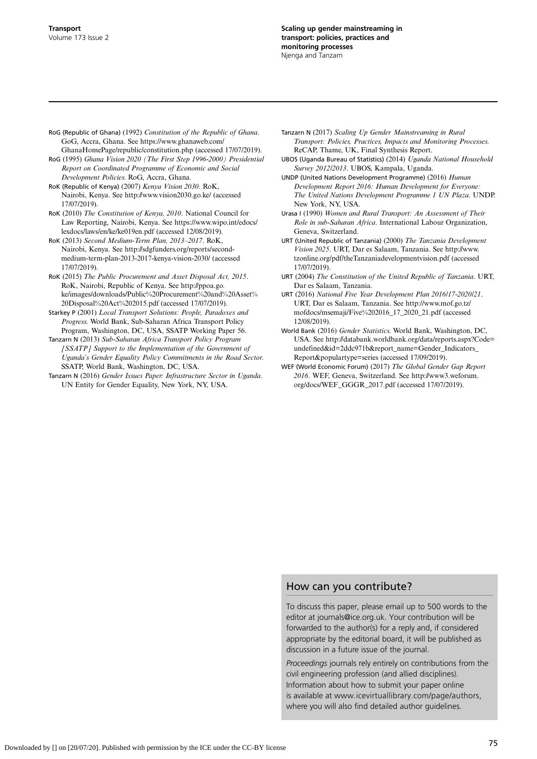RoG (Republic of Ghana) (1992) *Constitution of the Republic of Ghana*. GoG, Accra, Ghana. See https://www.ghanaweb.com/GhanaHomePage/republic/constitution.php (accessed 17/07/2019).

RoG (1995) *Ghana Vision 2020 (The First Step 1996-2000) Presidential Report on Coordinated Programme of Economic and Social Development Policies*. RoG, Accra, Ghana.

RoK (Republic of Kenya) (2007) *Kenya Vision 2030*. RoK, Nairobi, Kenya. See http://www.vision2030.go.ke/ (accessed 17/07/2019).

RoK (2010) *The Constitution of Kenya, 2010*. National Council for Law Reporting, Nairobi, Kenya. See https://www.wipo.int/edocs/lexdocs/laws/en/ke/ke019en.pdf (accessed 12/08/2019).

RoK (2013) *Second Medium-Term Plan, 2013–2017*. RoK, Nairobi, Kenya. See http://sdgfunders.org/reports/second-medium-term-plan-2013-2017-kenya-vision-2030/ (accessed 17/07/2019).

RoK (2015) *The Public Procurement and Asset Disposal Act, 2015*. RoK, Nairobi, Republic of Kenya. See http://ppoa.go.ke/images/downloads/Public%20Procurement%20and%20Asset%20Disposal%20Act%202015.pdf (accessed 17/07/2019).

Starkey P (2001) *Local Transport Solutions: People, Paradoxes and Progress*. World Bank, Sub-Saharan Africa Transport Policy Program, Washington, DC, USA, SSATP Working Paper 56.

Tanzarn N (2013) *Sub-Saharan Africa Transport Policy Program [SSATP] Support to the Implementation of the Government of Uganda's Gender Equality Policy Commitments in the Road Sector*. SSATP, World Bank, Washington, DC, USA.

Tanzarn N (2016) *Gender Issues Paper: Infrastructure Sector in Uganda*. UN Entity for Gender Equality, New York, NY, USA.

Tanzarn N (2017) *Scaling Up Gender Mainstreaming in Rural Transport: Policies, Practices, Impacts and Monitoring Processes*. ReCAP, Thame, UK, Final Synthesis Report.

UBOS (Uganda Bureau of Statistics) (2014) *Uganda National Household Survey 2012/2013*. UBOS, Kampala, Uganda.

UNDP (United Nations Development Programme) (2016) *Human Development Report 2016: Human Development for Everyone: The United Nations Development Programme 1 UN Plaza*. UNDP. New York, NY, USA.

Urasa I (1990) *Women and Rural Transport: An Assessment of Their Role in sub-Saharan Africa*. International Labour Organization, Geneva, Switzerland.

URT (United Republic of Tanzania) (2000) *The Tanzania Development Vision 2025*. URT, Dar es Salaam, Tanzania. See http://www.tzonline.org/pdf/theTanzaniadevelopmentvision.pdf (accessed 17/07/2019).

URT (2004) *The Constitution of the United Republic of Tanzania*. URT, Dar es Salaam, Tanzania.

URT (2016) *National Five Year Development Plan 2016/17-2020/21*. URT, Dar es Salaam, Tanzania. See http://www.mof.go.tz/mofdocs/msemaji/Five%202016_17_2020_21.pdf (accessed 12/08/2019).

World Bank (2016) *Gender Statistics*. World Bank, Washington, DC, USA. See http://databank.worldbank.org/data/reports.aspx?Code=undefined&id=2ddc971b&report_name=Gender_Indicators_Report&populartype=series (accessed 17/09/2019).

WEF (World Economic Forum) (2017) *The Global Gender Gap Report 2016*. WEF, Geneva, Switzerland. See http://www3.weforum.org/docs/WEF_GGGR_2017.pdf (accessed 17/07/2019).

## How can you contribute?

To discuss this paper, please email up to 500 words to the editor at journals@ice.org.uk. Your contribution will be forwarded to the author(s) for a reply and, if considered appropriate by the editorial board, it will be published as discussion in a future issue of the journal.

*Proceedings* journals rely entirely on contributions from the civil engineering profession (and allied disciplines). Information about how to submit your paper online is available at www.icevirtuallibrary.com/page/authors, where you will also find detailed author guidelines.